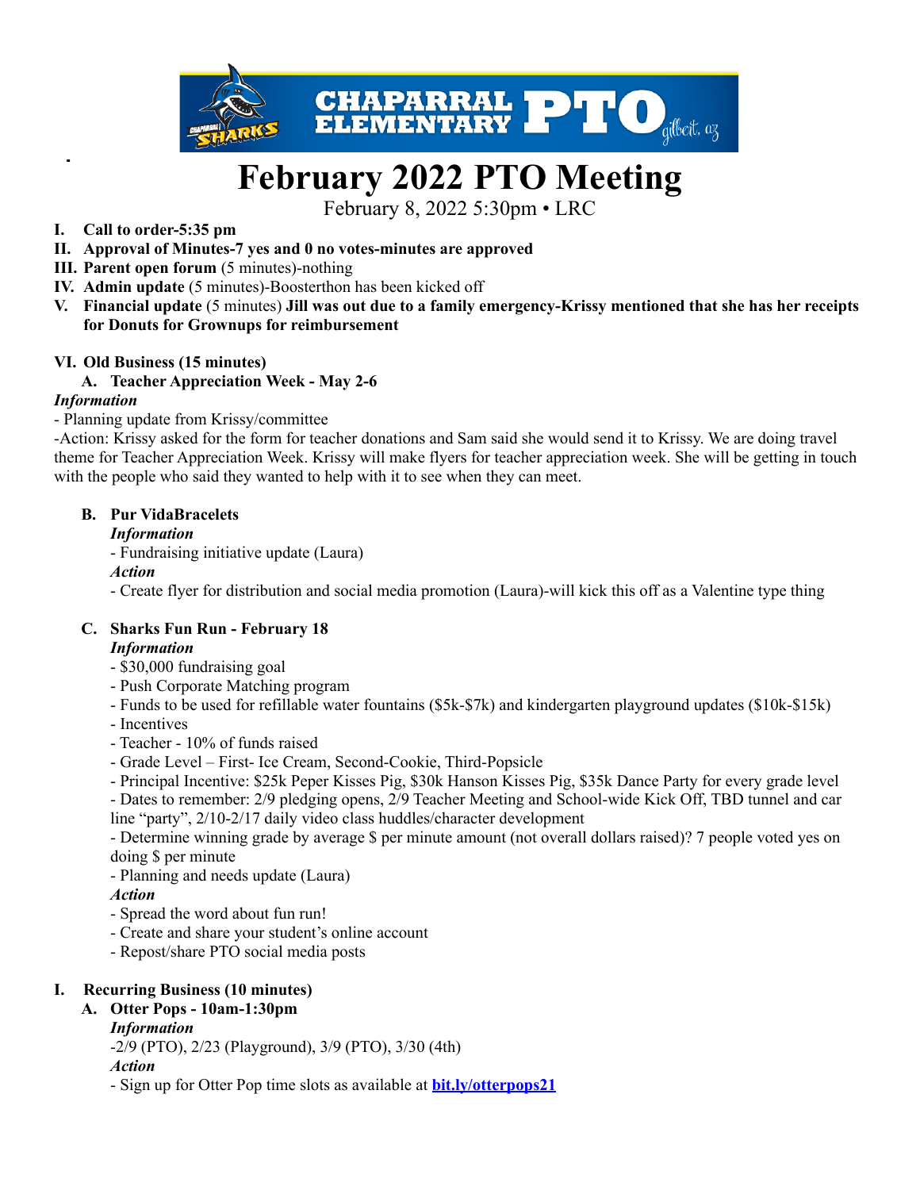# February 2022 PTO Meeting

February 8, 2022 5:30pm • LRC

I. **Call to order-5:35 pm**

II. **Approval of Minutes-7 yes and 0 no votes-minutes are approved**

III. **Parent open forum** (5 minutes)-nothing

IV. **Admin update** (5 minutes)-Boosterthon has been kicked off

V. **Financial update** (5 minutes) **Jill was out due to a family emergency-Krissy mentioned that she has her receipts for Donuts for Grownups for reimbursement**

VI. **Old Business (15 minutes)**

A. **Teacher Appreciation Week - May 2-6**

***Information***

- Planning update from Krissy/committee

-Action: Krissy asked for the form for teacher donations and Sam said she would send it to Krissy. We are doing travel theme for Teacher Appreciation Week. Krissy will make flyers for teacher appreciation week. She will be getting in touch with the people who said they wanted to help with it to see when they can meet.

B. **Pur VidaBracelets**

***Information***

- Fundraising initiative update (Laura)

***Action***

- Create flyer for distribution and social media promotion (Laura)-will kick this off as a Valentine type thing

C. **Sharks Fun Run - February 18**

***Information***

- $30,000 fundraising goal
- Push Corporate Matching program
- Funds to be used for refillable water fountains ($5k-$7k) and kindergarten playground updates ($10k-$15k)
- Incentives
- Teacher - 10% of funds raised
- Grade Level – First- Ice Cream, Second-Cookie, Third-Popsicle
- Principal Incentive: $25k Peper Kisses Pig, $30k Hanson Kisses Pig, $35k Dance Party for every grade level
- Dates to remember: 2/9 pledging opens, 2/9 Teacher Meeting and School-wide Kick Off, TBD tunnel and car line "party", 2/10-2/17 daily video class huddles/character development
- Determine winning grade by average $ per minute amount (not overall dollars raised)? 7 people voted yes on doing $ per minute
- Planning and needs update (Laura)

***Action***

- Spread the word about fun run!
- Create and share your student's online account
- Repost/share PTO social media posts

I. **Recurring Business (10 minutes)**

A. **Otter Pops - 10am-1:30pm**

***Information***

-2/9 (PTO), 2/23 (Playground), 3/9 (PTO), 3/30 (4th)

***Action***

- Sign up for Otter Pop time slots as available at **bit.ly/otterpops21**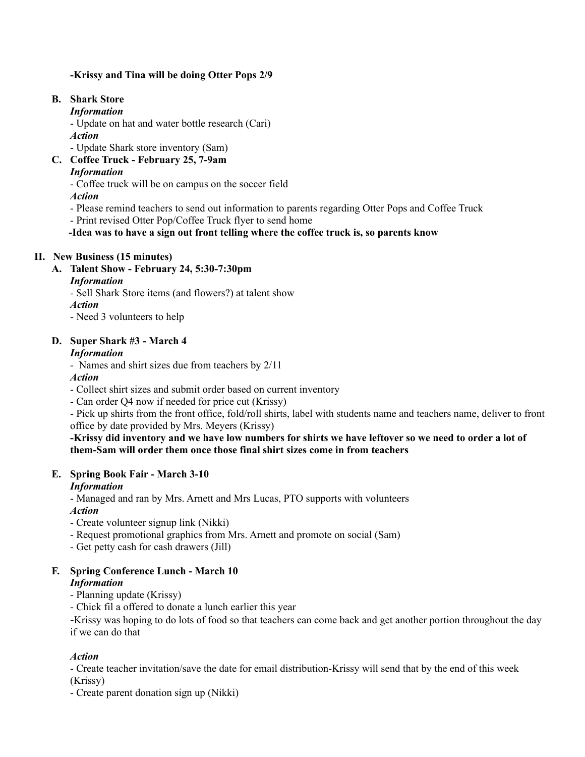**-Krissy and Tina will be doing Otter Pops 2/9**

**B. Shark Store**

***Information***

- Update on hat and water bottle research (Cari)

***Action***

- Update Shark store inventory (Sam)

**C. Coffee Truck - February 25, 7-9am**

***Information***

- Coffee truck will be on campus on the soccer field

***Action***

- Please remind teachers to send out information to parents regarding Otter Pops and Coffee Truck
- Print revised Otter Pop/Coffee Truck flyer to send home

**-Idea was to have a sign out front telling where the coffee truck is, so parents know**

## II. New Business (15 minutes)

**A. Talent Show - February 24, 5:30-7:30pm**

***Information***

- Sell Shark Store items (and flowers?) at talent show

***Action***

- Need 3 volunteers to help

**D. Super Shark #3 - March 4**

***Information***

- Names and shirt sizes due from teachers by 2/11

***Action***

- Collect shirt sizes and submit order based on current inventory
- Can order Q4 now if needed for price cut (Krissy)
- Pick up shirts from the front office, fold/roll shirts, label with students name and teachers name, deliver to front office by date provided by Mrs. Meyers (Krissy)

**-Krissy did inventory and we have low numbers for shirts we have leftover so we need to order a lot of them-Sam will order them once those final shirt sizes come in from teachers**

**E. Spring Book Fair - March 3-10**

***Information***

- Managed and ran by Mrs. Arnett and Mrs Lucas, PTO supports with volunteers

***Action***

- Create volunteer signup link (Nikki)
- Request promotional graphics from Mrs. Arnett and promote on social (Sam)
- Get petty cash for cash drawers (Jill)

**F. Spring Conference Lunch - March 10**

***Information***

- Planning update (Krissy)
- Chick fil a offered to donate a lunch earlier this year

-Krissy was hoping to do lots of food so that teachers can come back and get another portion throughout the day if we can do that

***Action***

- Create teacher invitation/save the date for email distribution-Krissy will send that by the end of this week (Krissy)
- Create parent donation sign up (Nikki)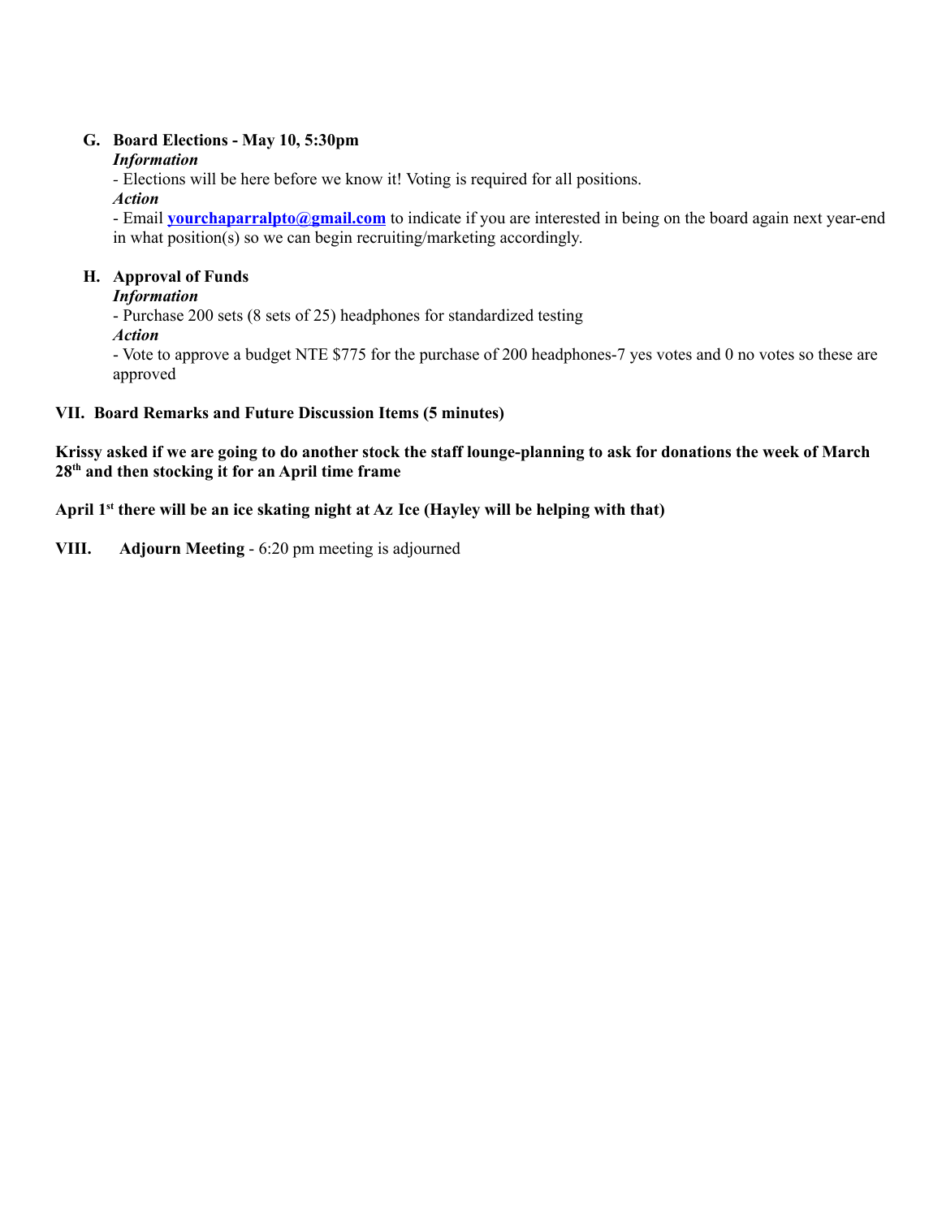**G. Board Elections - May 10, 5:30pm**

***Information***

- Elections will be here before we know it! Voting is required for all positions.

***Action***

- Email **[yourchaparralpto@gmail.com](mailto:yourchaparralpto@gmail.com)** to indicate if you are interested in being on the board again next year-end in what position(s) so we can begin recruiting/marketing accordingly.

**H. Approval of Funds**

***Information***

- Purchase 200 sets (8 sets of 25) headphones for standardized testing

***Action***

- Vote to approve a budget NTE $775 for the purchase of 200 headphones-7 yes votes and 0 no votes so these are approved

**VII. Board Remarks and Future Discussion Items (5 minutes)**

**Krissy asked if we are going to do another stock the staff lounge-planning to ask for donations the week of March 28th and then stocking it for an April time frame**

**April 1st there will be an ice skating night at Az Ice (Hayley will be helping with that)**

**VIII. Adjourn Meeting** - 6:20 pm meeting is adjourned